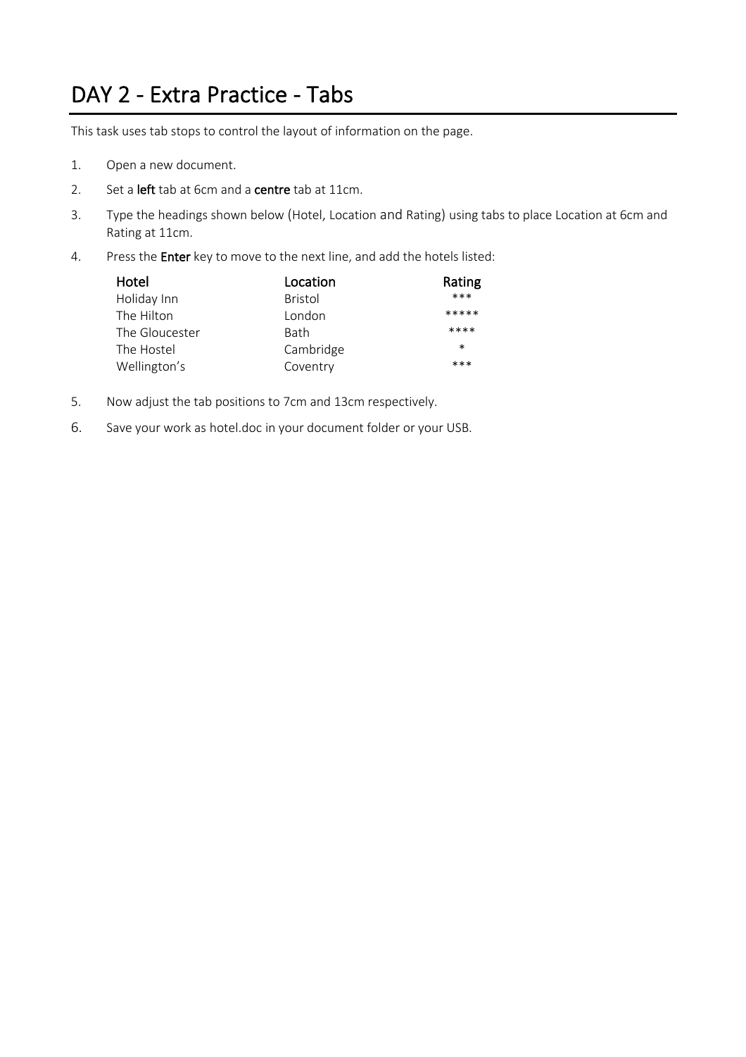# DAY 2 - Extra Practice - Tabs

This task uses tab stops to control the layout of information on the page.

1. Open a new document.
2. Set a **left** tab at 6cm and a **centre** tab at 11cm.
3. Type the headings shown below (Hotel, Location and Rating) using tabs to place Location at 6cm and Rating at 11cm.
4. Press the **Enter** key to move to the next line, and add the hotels listed:

| Hotel | Location | Rating |
|---|---|---|
| Holiday Inn | Bristol | *** |
| The Hilton | London | ***** |
| The Gloucester | Bath | **** |
| The Hostel | Cambridge | * |
| Wellington's | Coventry | *** |

5. Now adjust the tab positions to 7cm and 13cm respectively.
6. Save your work as hotel.doc in your document folder or your USB.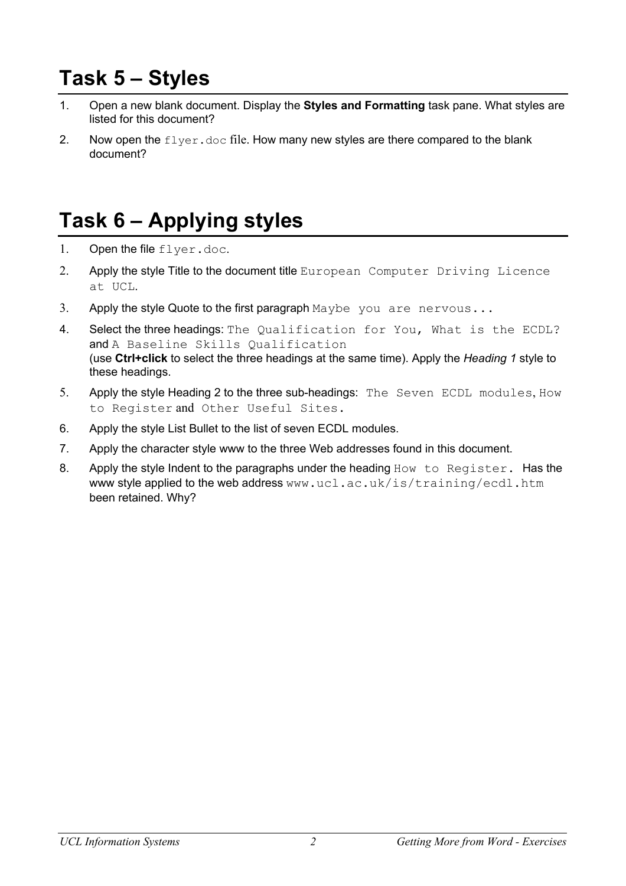# Task 5 – Styles

1. Open a new blank document. Display the **Styles and Formatting** task pane. What styles are listed for this document?
2. Now open the `flyer.doc` file. How many new styles are there compared to the blank document?

# Task 6 – Applying styles

1. Open the file `flyer.doc`.
2. Apply the style Title to the document title `European Computer Driving Licence at UCL`.
3. Apply the style Quote to the first paragraph `Maybe you are nervous...`
4. Select the three headings: `The Qualification for You, What is the ECDL?` and `A Baseline Skills Qualification` (use **Ctrl+click** to select the three headings at the same time). Apply the *Heading 1* style to these headings.
5. Apply the style Heading 2 to the three sub-headings: `The Seven ECDL modules`, `How to Register` and `Other Useful Sites.`
6. Apply the style List Bullet to the list of seven ECDL modules.
7. Apply the character style www to the three Web addresses found in this document.
8. Apply the style Indent to the paragraphs under the heading `How to Register.` Has the www style applied to the web address `www.ucl.ac.uk/is/training/ecdl.htm` been retained. Why?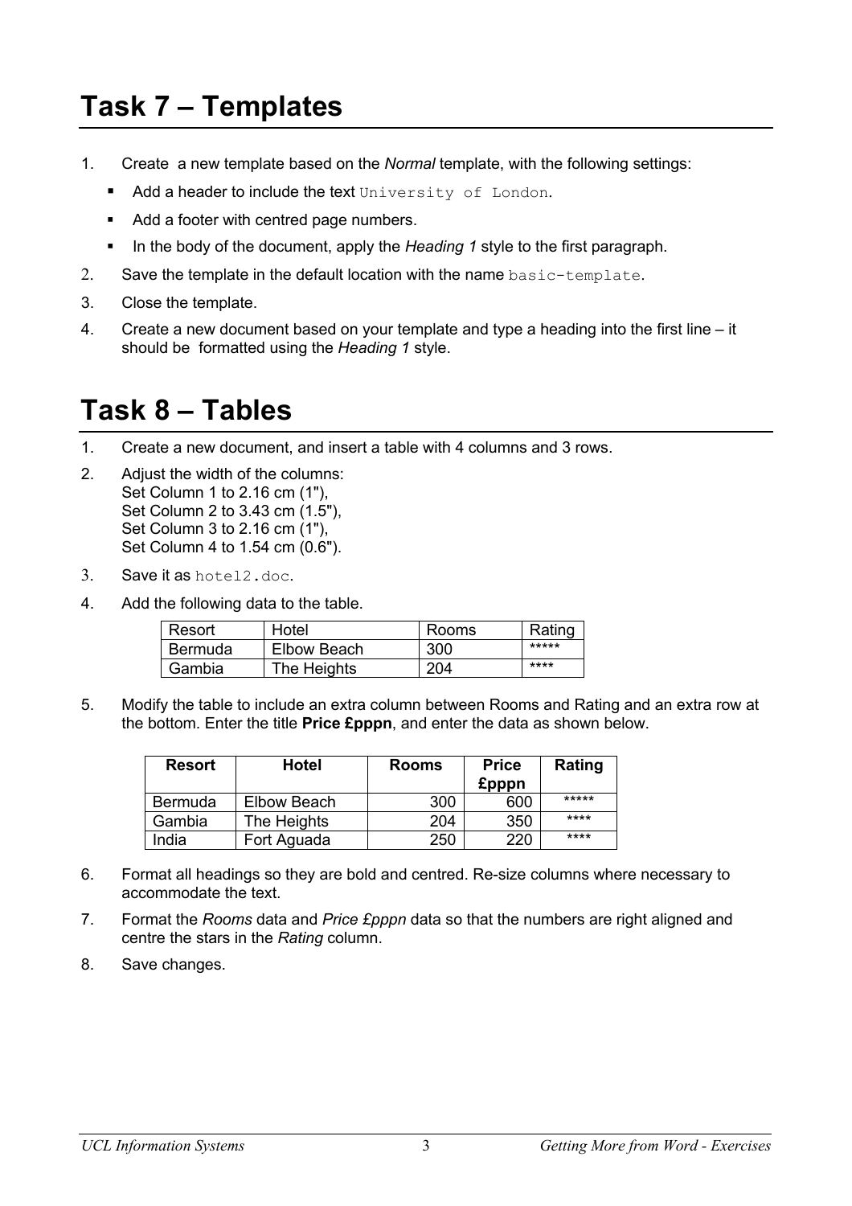# Task 7 – Templates

1. Create a new template based on the *Normal* template, with the following settings:
   - Add a header to include the text `University of London`.
   - Add a footer with centred page numbers.
   - In the body of the document, apply the *Heading 1* style to the first paragraph.
2. Save the template in the default location with the name `basic-template`.
3. Close the template.
4. Create a new document based on your template and type a heading into the first line – it should be formatted using the *Heading 1* style.

# Task 8 – Tables

1. Create a new document, and insert a table with 4 columns and 3 rows.
2. Adjust the width of the columns:
   Set Column 1 to 2.16 cm (1"),
   Set Column 2 to 3.43 cm (1.5"),
   Set Column 3 to 2.16 cm (1"),
   Set Column 4 to 1.54 cm (0.6").
3. Save it as `hotel2.doc`.
4. Add the following data to the table.

| Resort | Hotel | Rooms | Rating |
|---|---|---|---|
| Bermuda | Elbow Beach | 300 | ***** |
| Gambia | The Heights | 204 | **** |

5. Modify the table to include an extra column between Rooms and Rating and an extra row at the bottom. Enter the title **Price £pppn**, and enter the data as shown below.

| **Resort** | **Hotel** | **Rooms** | **Price £pppn** | **Rating** |
|:---:|:---:|:---:|:---:|:---:|
| Bermuda | Elbow Beach | 300 | 600 | ***** |
| Gambia | The Heights | 204 | 350 | **** |
| India | Fort Aguada | 250 | 220 | **** |

6. Format all headings so they are bold and centred. Re-size columns where necessary to accommodate the text.
7. Format the *Rooms* data and *Price £pppn* data so that the numbers are right aligned and centre the stars in the *Rating* column.
8. Save changes.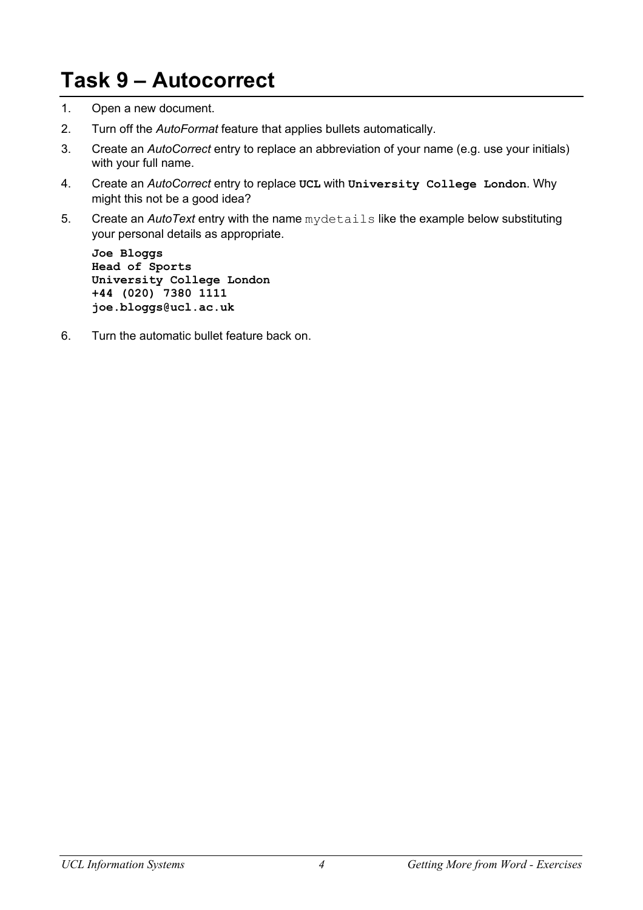# Task 9 – Autocorrect

1. Open a new document.
2. Turn off the *AutoFormat* feature that applies bullets automatically.
3. Create an *AutoCorrect* entry to replace an abbreviation of your name (e.g. use your initials) with your full name.
4. Create an *AutoCorrect* entry to replace **UCL** with **University College London**. Why might this not be a good idea?
5. Create an *AutoText* entry with the name `mydetails` like the example below substituting your personal details as appropriate.

   **Joe Bloggs**
   **Head of Sports**
   **University College London**
   **+44 (020) 7380 1111**
   **joe.bloggs@ucl.ac.uk**

6. Turn the automatic bullet feature back on.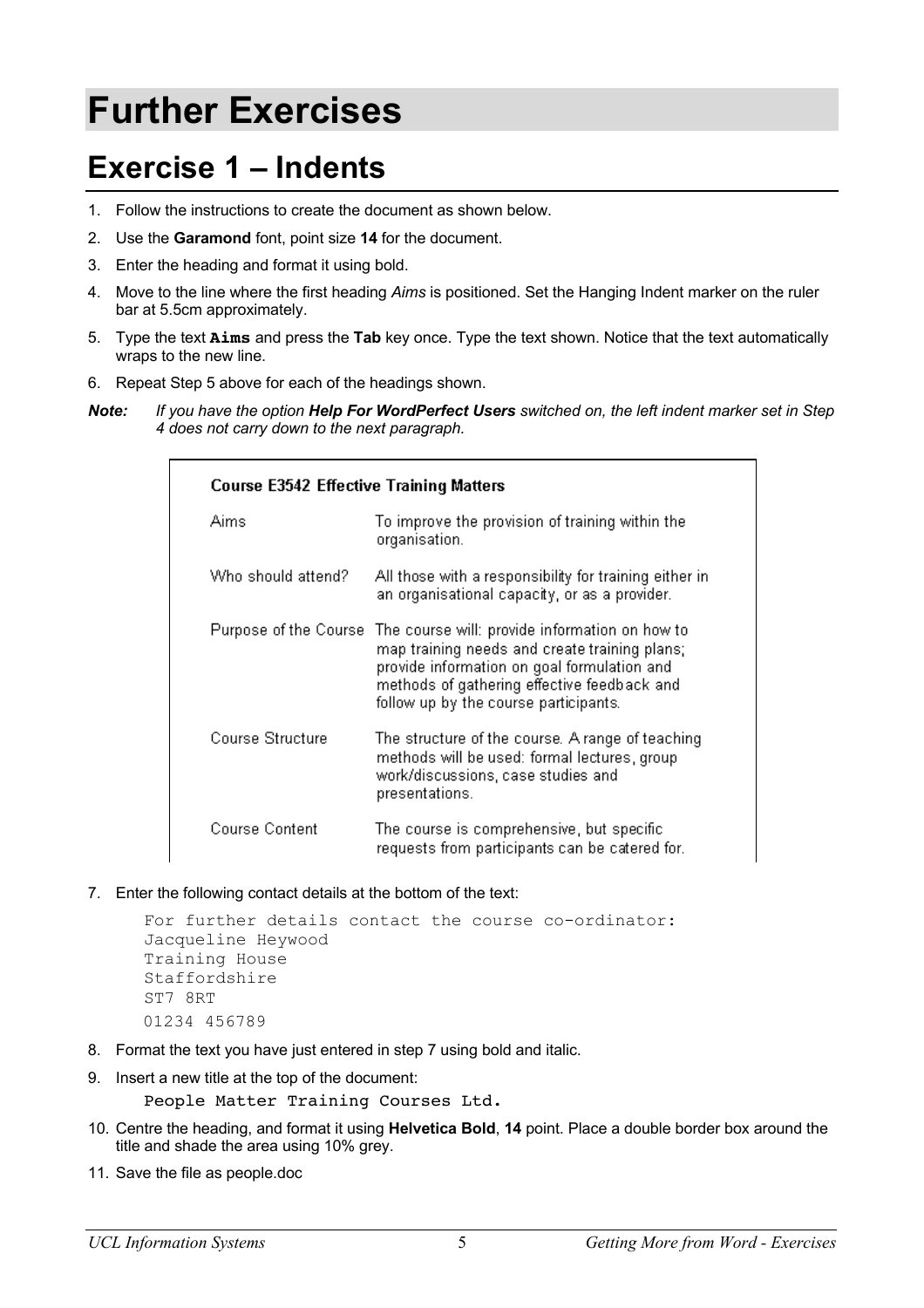# Further Exercises

## Exercise 1 – Indents

1. Follow the instructions to create the document as shown below.
2. Use the **Garamond** font, point size **14** for the document.
3. Enter the heading and format it using bold.
4. Move to the line where the first heading *Aims* is positioned. Set the Hanging Indent marker on the ruler bar at 5.5cm approximately.
5. Type the text **`Aims`** and press the **Tab** key once. Type the text shown. Notice that the text automatically wraps to the new line.
6. Repeat Step 5 above for each of the headings shown.

***Note:*** *If you have the option **Help For WordPerfect Users** switched on, the left indent marker set in Step 4 does not carry down to the next paragraph.*

**Course E3542 Effective Training Matters**

| | |
|---|---|
| Aims | To improve the provision of training within the organisation. |
| Who should attend? | All those with a responsibility for training either in an organisational capacity, or as a provider. |
| Purpose of the Course | The course will: provide information on how to map training needs and create training plans; provide information on goal formulation and methods of gathering effective feedback and follow up by the course participants. |
| Course Structure | The structure of the course. A range of teaching methods will be used: formal lectures, group work/discussions, case studies and presentations. |
| Course Content | The course is comprehensive, but specific requests from participants can be catered for. |

7. Enter the following contact details at the bottom of the text:

```
For further details contact the course co-ordinator:
Jacqueline Heywood
Training House
Staffordshire
ST7 8RT
01234 456789
```

8. Format the text you have just entered in step 7 using bold and italic.
9. Insert a new title at the top of the document:

   `People Matter Training Courses Ltd.`

10. Centre the heading, and format it using **Helvetica Bold**, **14** point. Place a double border box around the title and shade the area using 10% grey.
11. Save the file as people.doc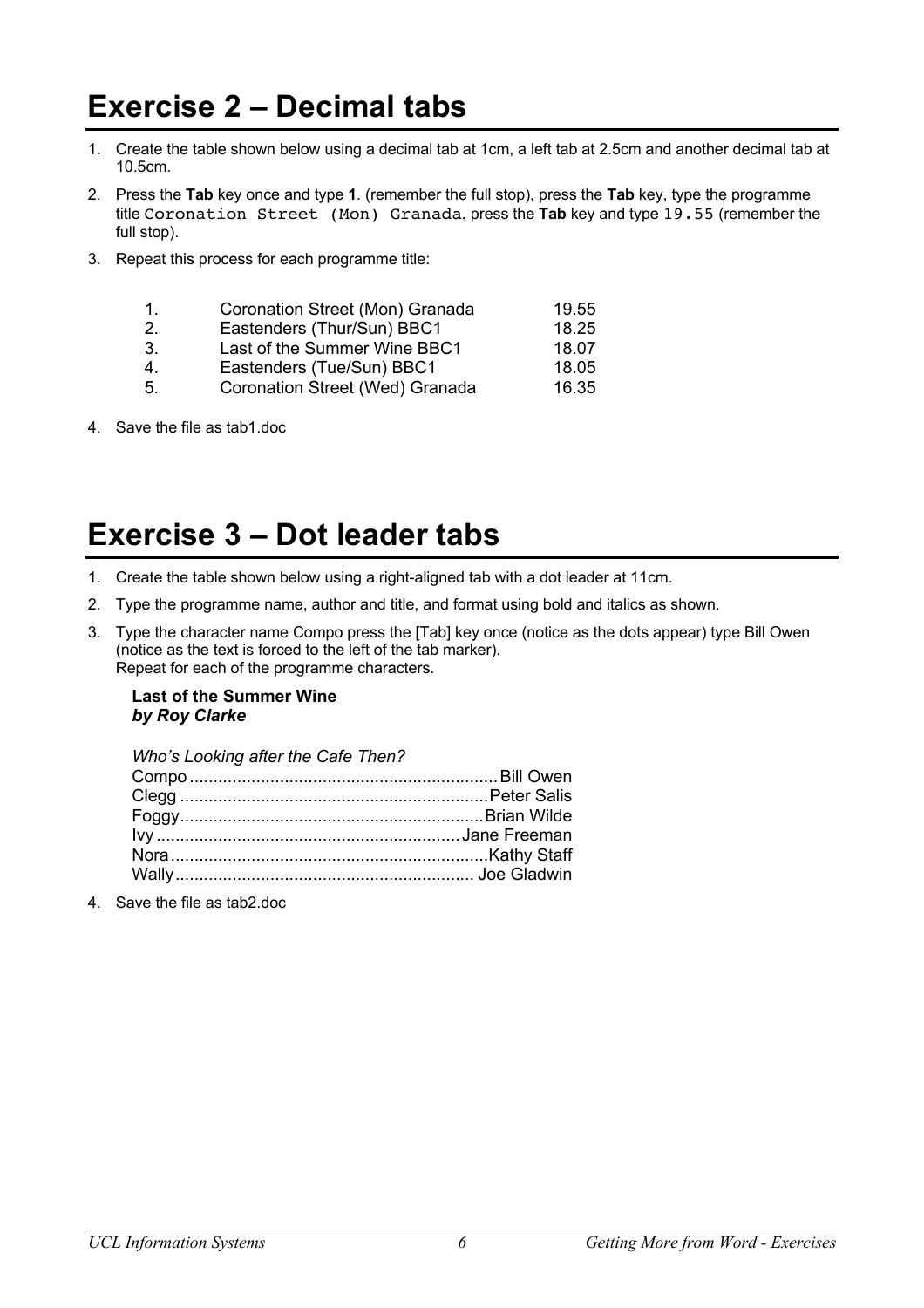# Exercise 2 – Decimal tabs

1. Create the table shown below using a decimal tab at 1cm, a left tab at 2.5cm and another decimal tab at 10.5cm.
2. Press the **Tab** key once and type **1**. (remember the full stop), press the **Tab** key, type the programme title `Coronation Street (Mon) Granada`, press the **Tab** key and type `19.55` (remember the full stop).
3. Repeat this process for each programme title:

| | | |
|---|---|---|
| 1. | Coronation Street (Mon) Granada | 19.55 |
| 2. | Eastenders (Thur/Sun) BBC1 | 18.25 |
| 3. | Last of the Summer Wine BBC1 | 18.07 |
| 4. | Eastenders (Tue/Sun) BBC1 | 18.05 |
| 5. | Coronation Street (Wed) Granada | 16.35 |

4. Save the file as tab1.doc

# Exercise 3 – Dot leader tabs

1. Create the table shown below using a right-aligned tab with a dot leader at 11cm.
2. Type the programme name, author and title, and format using bold and italics as shown.
3. Type the character name Compo press the [Tab] key once (notice as the dots appear) type Bill Owen (notice as the text is forced to the left of the tab marker).
   Repeat for each of the programme characters.

   **Last of the Summer Wine**
   ***by Roy Clarke***

   *Who's Looking after the Cafe Then?*
   Compo ................................................................ Bill Owen
   Clegg ................................................................ Peter Salis
   Foggy................................................................ Brian Wilde
   Ivy ................................................................ Jane Freeman
   Nora................................................................ Kathy Staff
   Wally................................................................ Joe Gladwin

4. Save the file as tab2.doc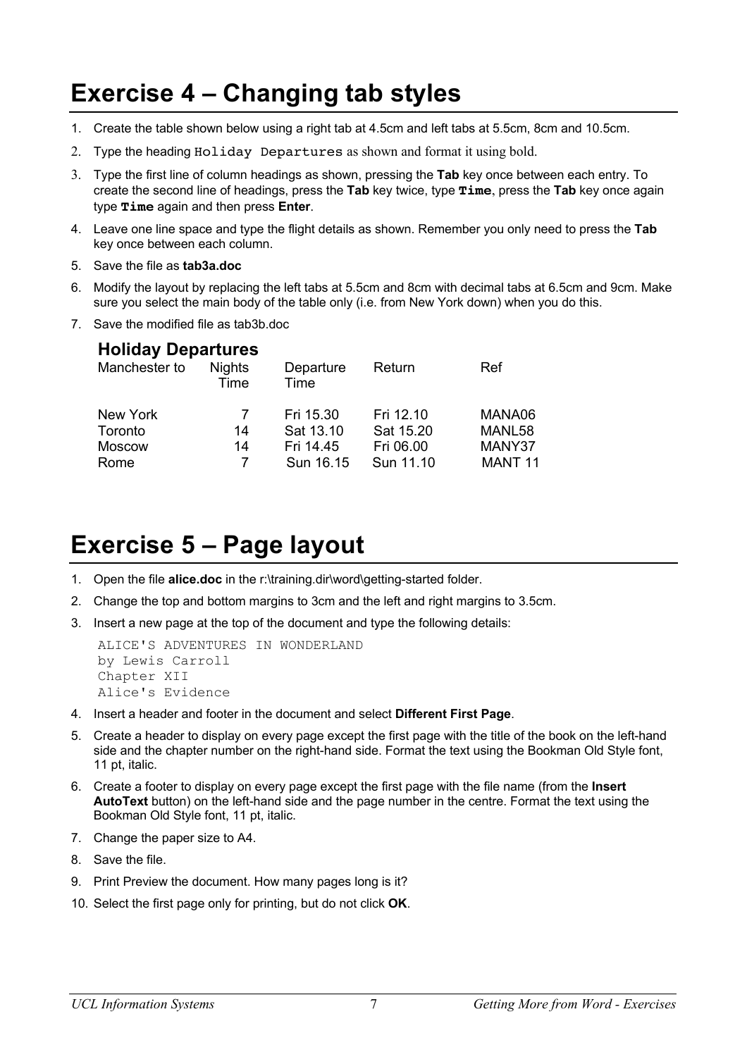# Exercise 4 – Changing tab styles

1. Create the table shown below using a right tab at 4.5cm and left tabs at 5.5cm, 8cm and 10.5cm.
2. Type the heading `Holiday Departures` as shown and format it using bold.
3. Type the first line of column headings as shown, pressing the **Tab** key once between each entry. To create the second line of headings, press the **Tab** key twice, type **`Time`**, press the **Tab** key once again type **`Time`** again and then press **Enter**.
4. Leave one line space and type the flight details as shown. Remember you only need to press the **Tab** key once between each column.
5. Save the file as **tab3a.doc**
6. Modify the layout by replacing the left tabs at 5.5cm and 8cm with decimal tabs at 6.5cm and 9cm. Make sure you select the main body of the table only (i.e. from New York down) when you do this.
7. Save the modified file as tab3b.doc

**Holiday Departures**

| Manchester to | Nights Time | Departure Time | Return | Ref |
|---|---|---|---|---|
| New York | 7 | Fri 15.30 | Fri 12.10 | MANA06 |
| Toronto | 14 | Sat 13.10 | Sat 15.20 | MANL58 |
| Moscow | 14 | Fri 14.45 | Fri 06.00 | MANY37 |
| Rome | 7 | Sun 16.15 | Sun 11.10 | MANT 11 |

# Exercise 5 – Page layout

1. Open the file **alice.doc** in the r:\training.dir\word\getting-started folder.
2. Change the top and bottom margins to 3cm and the left and right margins to 3.5cm.
3. Insert a new page at the top of the document and type the following details:

```
ALICE'S ADVENTURES IN WONDERLAND
by Lewis Carroll
Chapter XII
Alice's Evidence
```

4. Insert a header and footer in the document and select **Different First Page**.
5. Create a header to display on every page except the first page with the title of the book on the left-hand side and the chapter number on the right-hand side. Format the text using the Bookman Old Style font, 11 pt, italic.
6. Create a footer to display on every page except the first page with the file name (from the **Insert AutoText** button) on the left-hand side and the page number in the centre. Format the text using the Bookman Old Style font, 11 pt, italic.
7. Change the paper size to A4.
8. Save the file.
9. Print Preview the document. How many pages long is it?
10. Select the first page only for printing, but do not click **OK**.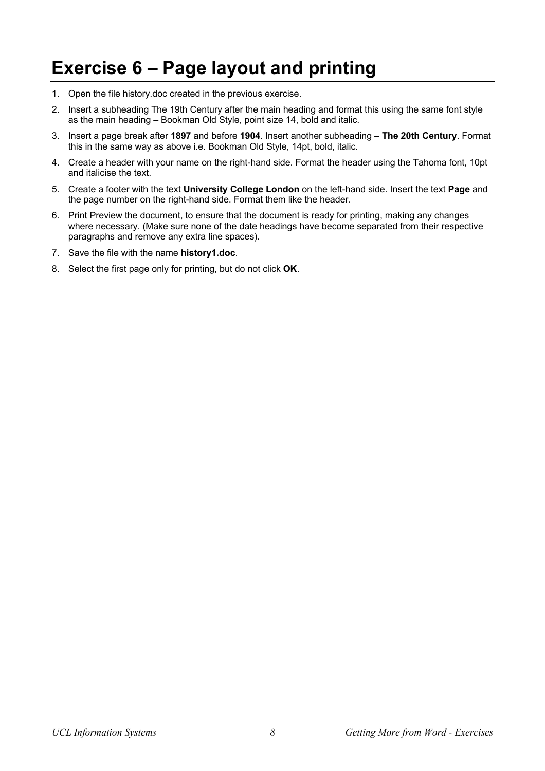# Exercise 6 – Page layout and printing

1. Open the file history.doc created in the previous exercise.
2. Insert a subheading The 19th Century after the main heading and format this using the same font style as the main heading – Bookman Old Style, point size 14, bold and italic.
3. Insert a page break after **1897** and before **1904**. Insert another subheading – **The 20th Century**. Format this in the same way as above i.e. Bookman Old Style, 14pt, bold, italic.
4. Create a header with your name on the right-hand side. Format the header using the Tahoma font, 10pt and italicise the text.
5. Create a footer with the text **University College London** on the left-hand side. Insert the text **Page** and the page number on the right-hand side. Format them like the header.
6. Print Preview the document, to ensure that the document is ready for printing, making any changes where necessary. (Make sure none of the date headings have become separated from their respective paragraphs and remove any extra line spaces).
7. Save the file with the name **history1.doc**.
8. Select the first page only for printing, but do not click **OK**.